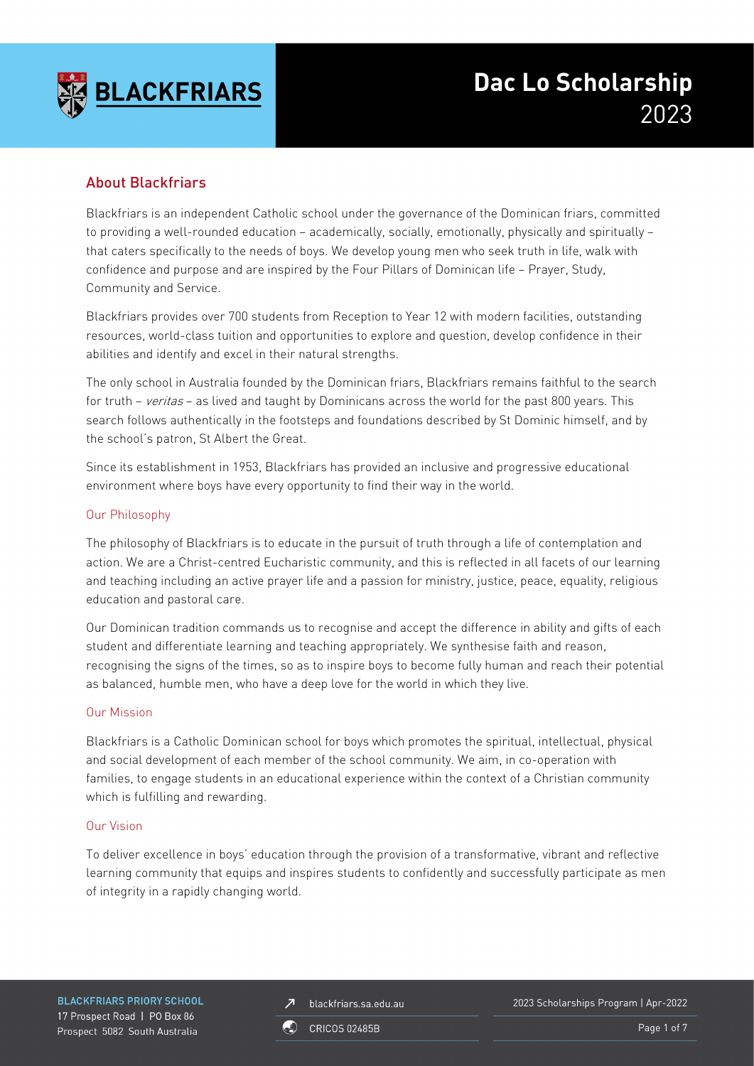# Dac Lo Scholarship 2023

## About Blackfriars

Blackfriars is an independent Catholic school under the governance of the Dominican friars, committed to providing a well-rounded education – academically, socially, emotionally, physically and spiritually – that caters specifically to the needs of boys. We develop young men who seek truth in life, walk with confidence and purpose and are inspired by the Four Pillars of Dominican life – Prayer, Study, Community and Service.

Blackfriars provides over 700 students from Reception to Year 12 with modern facilities, outstanding resources, world-class tuition and opportunities to explore and question, develop confidence in their abilities and identify and excel in their natural strengths.

The only school in Australia founded by the Dominican friars, Blackfriars remains faithful to the search for truth – *veritas* – as lived and taught by Dominicans across the world for the past 800 years. This search follows authentically in the footsteps and foundations described by St Dominic himself, and by the school's patron, St Albert the Great.

Since its establishment in 1953, Blackfriars has provided an inclusive and progressive educational environment where boys have every opportunity to find their way in the world.

### Our Philosophy

The philosophy of Blackfriars is to educate in the pursuit of truth through a life of contemplation and action. We are a Christ-centred Eucharistic community, and this is reflected in all facets of our learning and teaching including an active prayer life and a passion for ministry, justice, peace, equality, religious education and pastoral care.

Our Dominican tradition commands us to recognise and accept the difference in ability and gifts of each student and differentiate learning and teaching appropriately. We synthesise faith and reason, recognising the signs of the times, so as to inspire boys to become fully human and reach their potential as balanced, humble men, who have a deep love for the world in which they live.

### Our Mission

Blackfriars is a Catholic Dominican school for boys which promotes the spiritual, intellectual, physical and social development of each member of the school community. We aim, in co-operation with families, to engage students in an educational experience within the context of a Christian community which is fulfilling and rewarding.

### Our Vision

To deliver excellence in boys' education through the provision of a transformative, vibrant and reflective learning community that equips and inspires students to confidently and successfully participate as men of integrity in a rapidly changing world.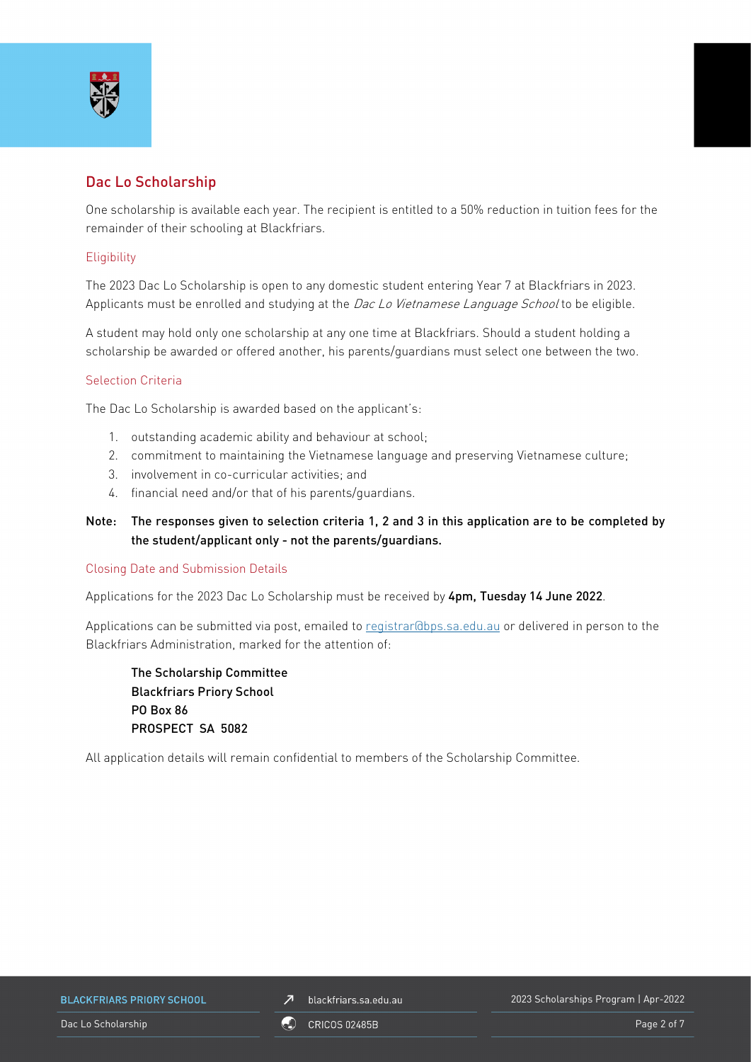## Dac Lo Scholarship

One scholarship is available each year. The recipient is entitled to a 50% reduction in tuition fees for the remainder of their schooling at Blackfriars.

### Eligibility

The 2023 Dac Lo Scholarship is open to any domestic student entering Year 7 at Blackfriars in 2023. Applicants must be enrolled and studying at the *Dac Lo Vietnamese Language School* to be eligible.

A student may hold only one scholarship at any one time at Blackfriars. Should a student holding a scholarship be awarded or offered another, his parents/guardians must select one between the two.

### Selection Criteria

The Dac Lo Scholarship is awarded based on the applicant's:

1. outstanding academic ability and behaviour at school;
2. commitment to maintaining the Vietnamese language and preserving Vietnamese culture;
3. involvement in co-curricular activities; and
4. financial need and/or that of his parents/guardians.

**Note: The responses given to selection criteria 1, 2 and 3 in this application are to be completed by the student/applicant only - not the parents/guardians.**

### Closing Date and Submission Details

Applications for the 2023 Dac Lo Scholarship must be received by **4pm, Tuesday 14 June 2022**.

Applications can be submitted via post, emailed to registrar@bps.sa.edu.au or delivered in person to the Blackfriars Administration, marked for the attention of:

**The Scholarship Committee**
**Blackfriars Priory School**
**PO Box 86**
**PROSPECT SA 5082**

All application details will remain confidential to members of the Scholarship Committee.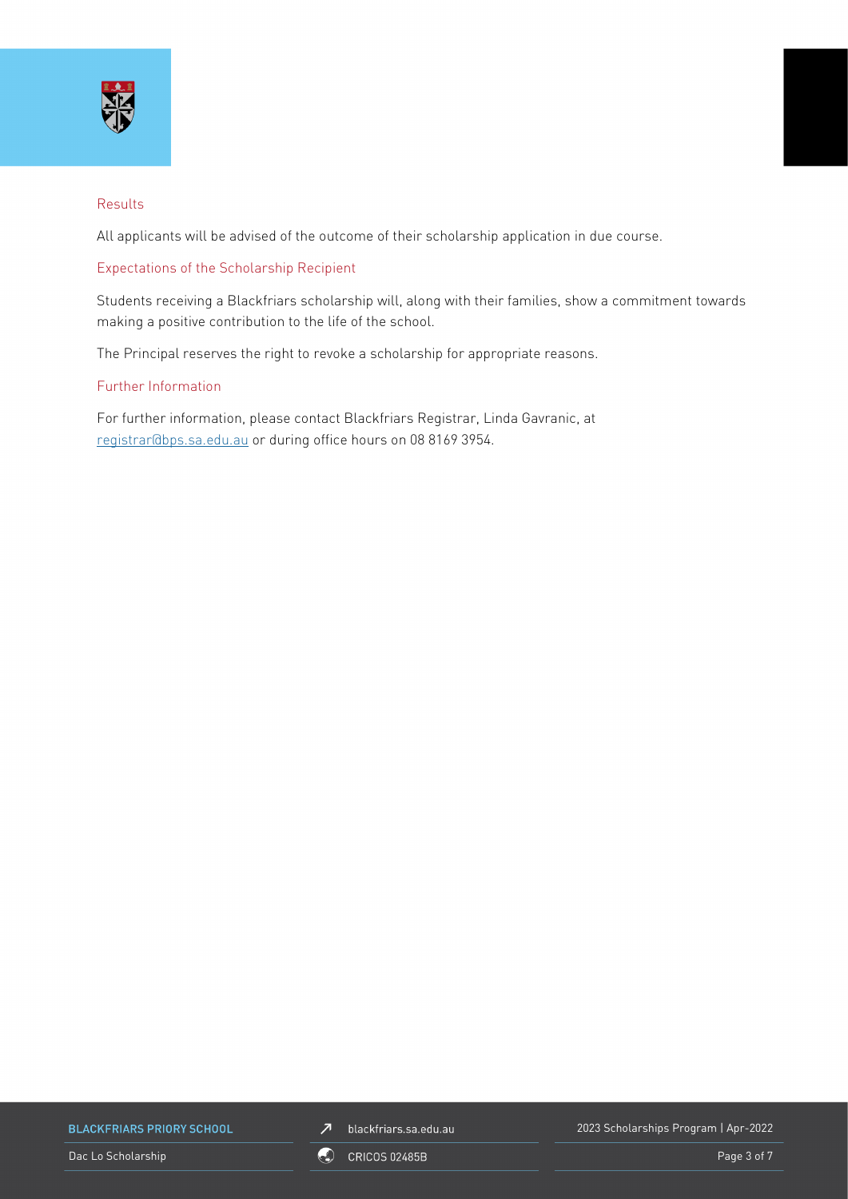## Results

All applicants will be advised of the outcome of their scholarship application in due course.

## Expectations of the Scholarship Recipient

Students receiving a Blackfriars scholarship will, along with their families, show a commitment towards making a positive contribution to the life of the school.

The Principal reserves the right to revoke a scholarship for appropriate reasons.

## Further Information

For further information, please contact Blackfriars Registrar, Linda Gavranic, at registrar@bps.sa.edu.au or during office hours on 08 8169 3954.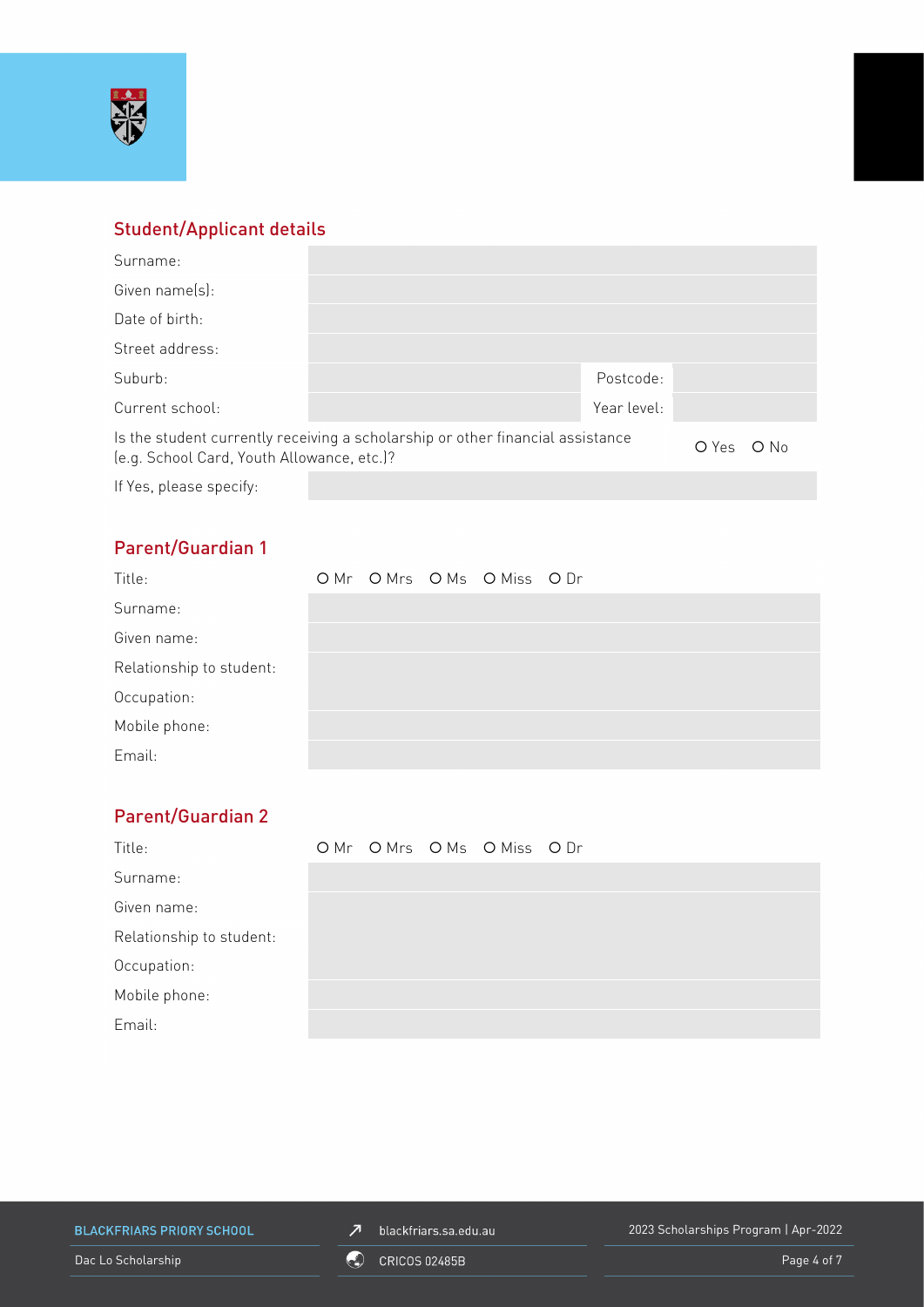## Student/Applicant details

| | | | |
|---|---|---|---|
| Surname: | | | |
| Given name(s): | | | |
| Date of birth: | | | |
| Street address: | | | |
| Suburb: | | Postcode: | |
| Current school: | | Year level: | |

Is the student currently receiving a scholarship or other financial assistance (e.g. School Card, Youth Allowance, etc.)? O Yes O No

If Yes, please specify:

## Parent/Guardian 1

| | |
|---|---|
| Title: | O Mr O Mrs O Ms O Miss O Dr |
| Surname: | |
| Given name: | |
| Relationship to student: | |
| Occupation: | |
| Mobile phone: | |
| Email: | |

## Parent/Guardian 2

| | |
|---|---|
| Title: | O Mr O Mrs O Ms O Miss O Dr |
| Surname: | |
| Given name: | |
| Relationship to student: | |
| Occupation: | |
| Mobile phone: | |
| Email: | |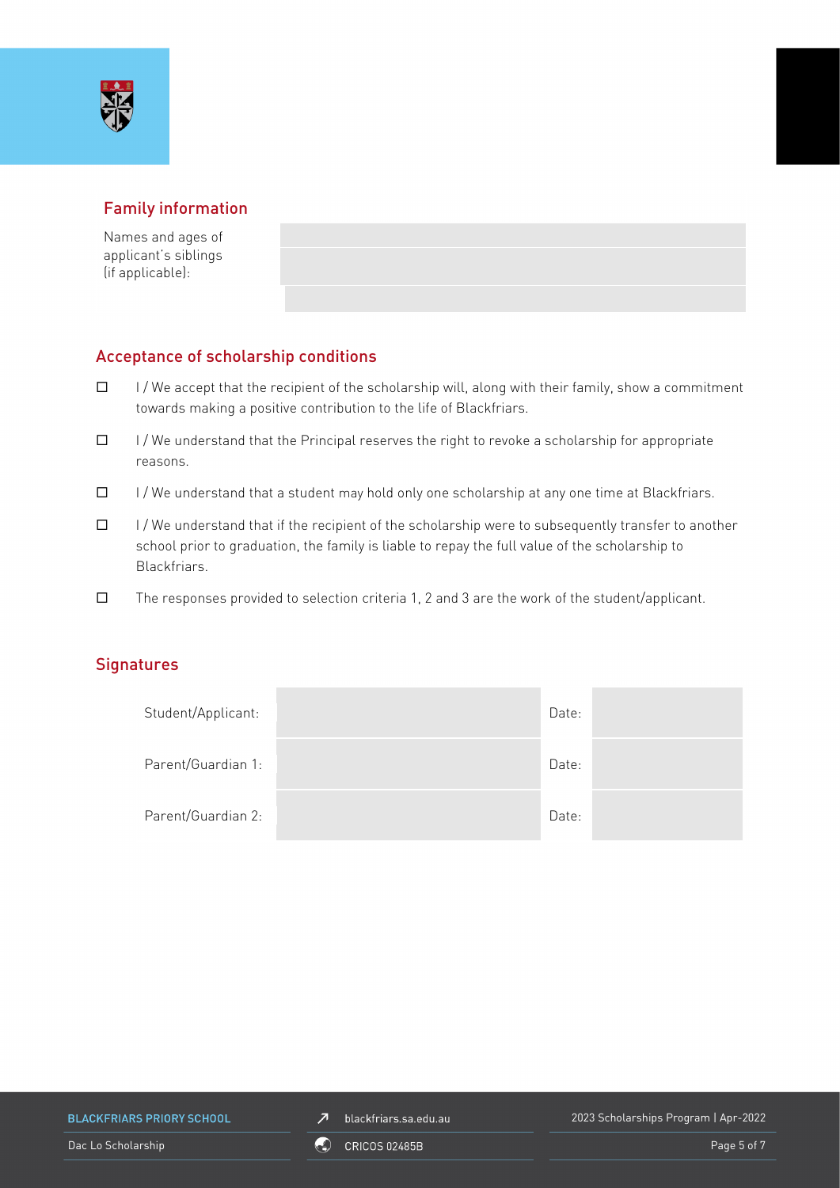## Family information

| Names and ages of applicant's siblings (if applicable): | |
|---|---|
| | |
| | |

## Acceptance of scholarship conditions

- ☐ I / We accept that the recipient of the scholarship will, along with their family, show a commitment towards making a positive contribution to the life of Blackfriars.
- ☐ I / We understand that the Principal reserves the right to revoke a scholarship for appropriate reasons.
- ☐ I / We understand that a student may hold only one scholarship at any one time at Blackfriars.
- ☐ I / We understand that if the recipient of the scholarship were to subsequently transfer to another school prior to graduation, the family is liable to repay the full value of the scholarship to Blackfriars.
- ☐ The responses provided to selection criteria 1, 2 and 3 are the work of the student/applicant.

## Signatures

| | | | |
|---|---|---|---|
| Student/Applicant: | | Date: | |
| Parent/Guardian 1: | | Date: | |
| Parent/Guardian 2: | | Date: | |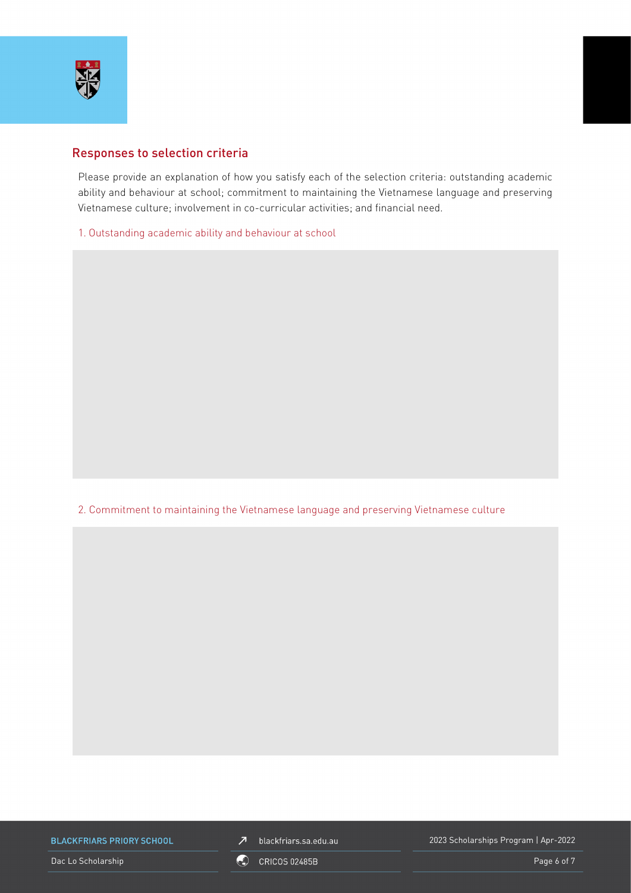## Responses to selection criteria

Please provide an explanation of how you satisfy each of the selection criteria: outstanding academic ability and behaviour at school; commitment to maintaining the Vietnamese language and preserving Vietnamese culture; involvement in co-curricular activities; and financial need.

1. Outstanding academic ability and behaviour at school

2. Commitment to maintaining the Vietnamese language and preserving Vietnamese culture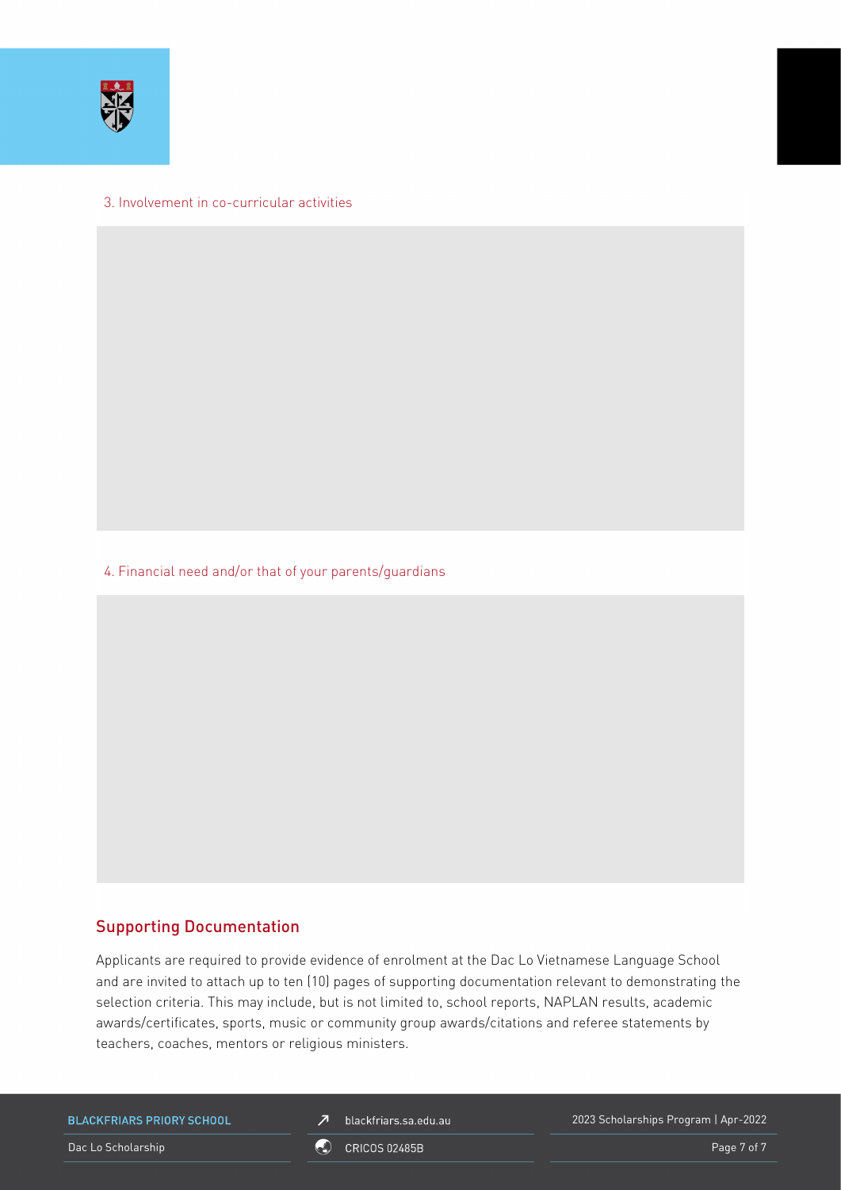3. Involvement in co-curricular activities

4. Financial need and/or that of your parents/guardians

## Supporting Documentation

Applicants are required to provide evidence of enrolment at the Dac Lo Vietnamese Language School and are invited to attach up to ten (10) pages of supporting documentation relevant to demonstrating the selection criteria. This may include, but is not limited to, school reports, NAPLAN results, academic awards/certificates, sports, music or community group awards/citations and referee statements by teachers, coaches, mentors or religious ministers.